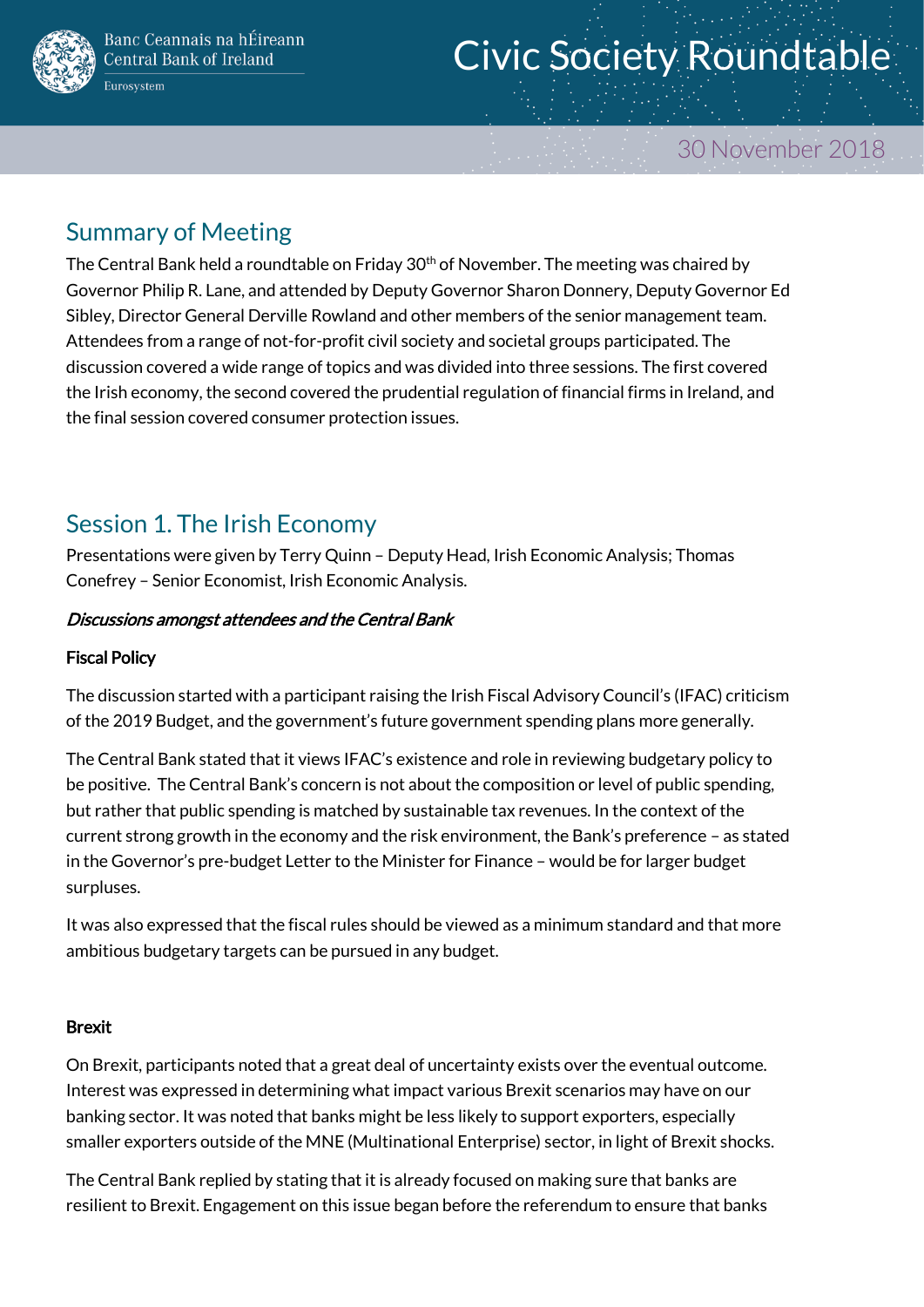# Civic Society Roundtable

30 November 2018

## Summary of Meeting

The Central Bank held a roundtable on Friday 30th of November. The meeting was chaired by Governor Philip R. Lane, and attended by Deputy Governor Sharon Donnery, Deputy Governor Ed Sibley, Director General Derville Rowland and other members of the senior management team. Attendees from a range of not-for-profit civil society and societal groups participated. The discussion covered a wide range of topics and was divided into three sessions. The first covered the Irish economy, the second covered the prudential regulation of financial firms in Ireland, and the final session covered consumer protection issues.

## Session 1. The Irish Economy

Presentations were given by Terry Quinn – Deputy Head, Irish Economic Analysis; Thomas Conefrey – Senior Economist, Irish Economic Analysis.

***Discussions amongst attendees and the Central Bank***

**Fiscal Policy**

The discussion started with a participant raising the Irish Fiscal Advisory Council's (IFAC) criticism of the 2019 Budget, and the government's future government spending plans more generally.

The Central Bank stated that it views IFAC's existence and role in reviewing budgetary policy to be positive. The Central Bank's concern is not about the composition or level of public spending, but rather that public spending is matched by sustainable tax revenues. In the context of the current strong growth in the economy and the risk environment, the Bank's preference – as stated in the Governor's pre-budget Letter to the Minister for Finance – would be for larger budget surpluses.

It was also expressed that the fiscal rules should be viewed as a minimum standard and that more ambitious budgetary targets can be pursued in any budget.

**Brexit**

On Brexit, participants noted that a great deal of uncertainty exists over the eventual outcome. Interest was expressed in determining what impact various Brexit scenarios may have on our banking sector. It was noted that banks might be less likely to support exporters, especially smaller exporters outside of the MNE (Multinational Enterprise) sector, in light of Brexit shocks.

The Central Bank replied by stating that it is already focused on making sure that banks are resilient to Brexit. Engagement on this issue began before the referendum to ensure that banks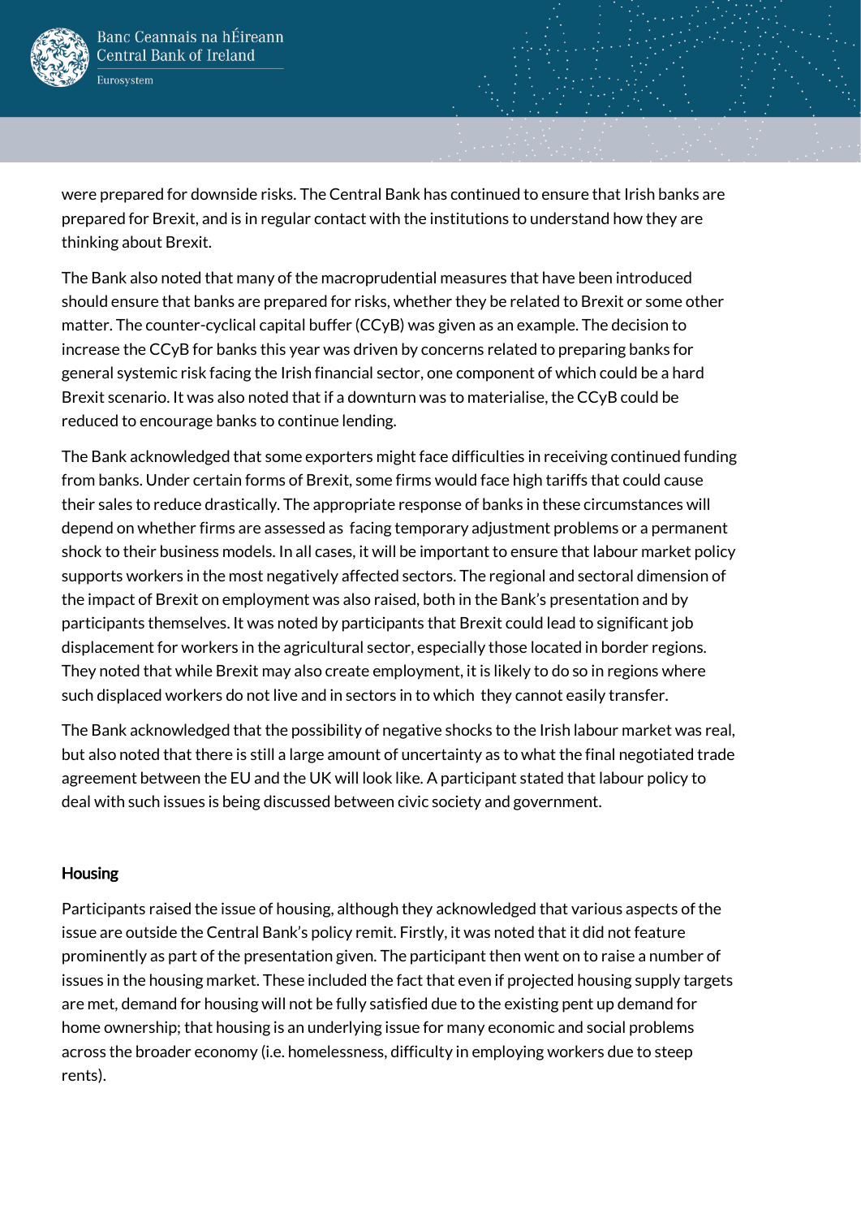were prepared for downside risks. The Central Bank has continued to ensure that Irish banks are prepared for Brexit, and is in regular contact with the institutions to understand how they are thinking about Brexit.

The Bank also noted that many of the macroprudential measures that have been introduced should ensure that banks are prepared for risks, whether they be related to Brexit or some other matter. The counter-cyclical capital buffer (CCyB) was given as an example. The decision to increase the CCyB for banks this year was driven by concerns related to preparing banks for general systemic risk facing the Irish financial sector, one component of which could be a hard Brexit scenario. It was also noted that if a downturn was to materialise, the CCyB could be reduced to encourage banks to continue lending.

The Bank acknowledged that some exporters might face difficulties in receiving continued funding from banks. Under certain forms of Brexit, some firms would face high tariffs that could cause their sales to reduce drastically. The appropriate response of banks in these circumstances will depend on whether firms are assessed as facing temporary adjustment problems or a permanent shock to their business models. In all cases, it will be important to ensure that labour market policy supports workers in the most negatively affected sectors. The regional and sectoral dimension of the impact of Brexit on employment was also raised, both in the Bank's presentation and by participants themselves. It was noted by participants that Brexit could lead to significant job displacement for workers in the agricultural sector, especially those located in border regions. They noted that while Brexit may also create employment, it is likely to do so in regions where such displaced workers do not live and in sectors in to which they cannot easily transfer.

The Bank acknowledged that the possibility of negative shocks to the Irish labour market was real, but also noted that there is still a large amount of uncertainty as to what the final negotiated trade agreement between the EU and the UK will look like. A participant stated that labour policy to deal with such issues is being discussed between civic society and government.

## Housing

Participants raised the issue of housing, although they acknowledged that various aspects of the issue are outside the Central Bank's policy remit. Firstly, it was noted that it did not feature prominently as part of the presentation given. The participant then went on to raise a number of issues in the housing market. These included the fact that even if projected housing supply targets are met, demand for housing will not be fully satisfied due to the existing pent up demand for home ownership; that housing is an underlying issue for many economic and social problems across the broader economy (i.e. homelessness, difficulty in employing workers due to steep rents).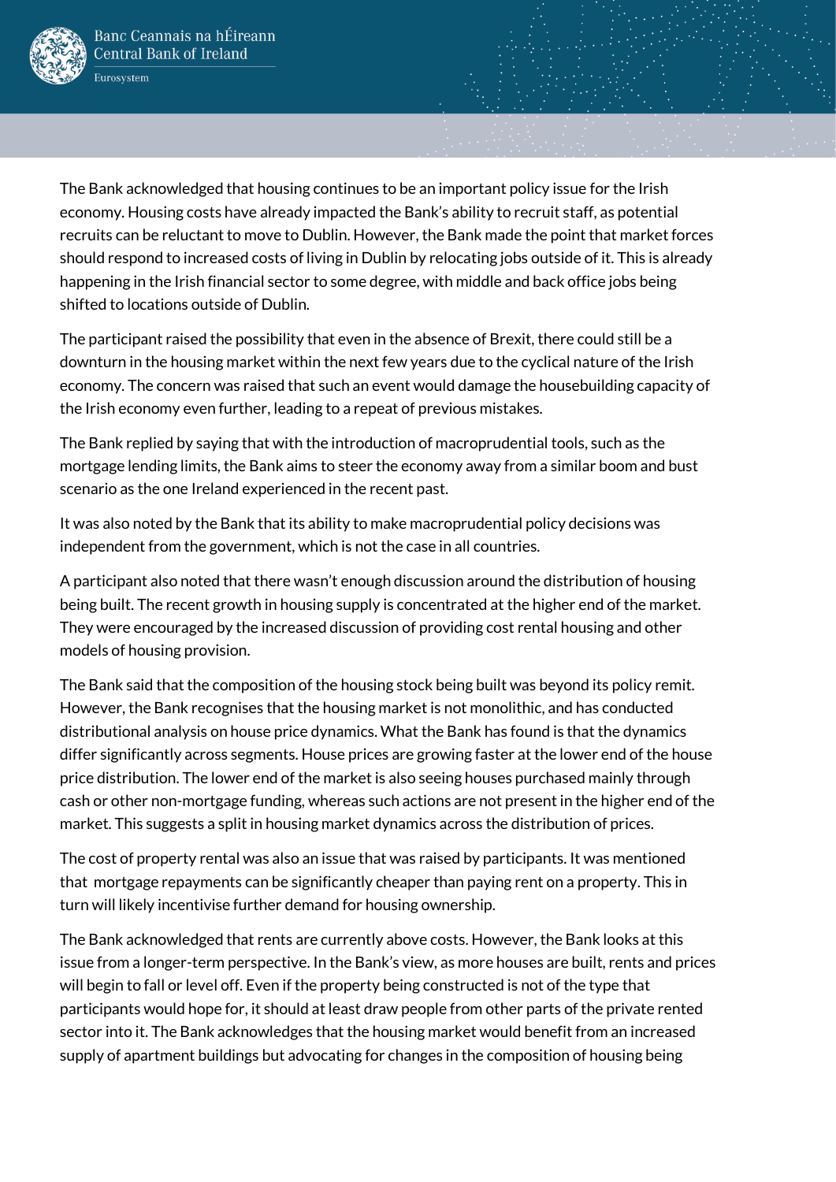The Bank acknowledged that housing continues to be an important policy issue for the Irish economy. Housing costs have already impacted the Bank's ability to recruit staff, as potential recruits can be reluctant to move to Dublin. However, the Bank made the point that market forces should respond to increased costs of living in Dublin by relocating jobs outside of it. This is already happening in the Irish financial sector to some degree, with middle and back office jobs being shifted to locations outside of Dublin.

The participant raised the possibility that even in the absence of Brexit, there could still be a downturn in the housing market within the next few years due to the cyclical nature of the Irish economy. The concern was raised that such an event would damage the housebuilding capacity of the Irish economy even further, leading to a repeat of previous mistakes.

The Bank replied by saying that with the introduction of macroprudential tools, such as the mortgage lending limits, the Bank aims to steer the economy away from a similar boom and bust scenario as the one Ireland experienced in the recent past.

It was also noted by the Bank that its ability to make macroprudential policy decisions was independent from the government, which is not the case in all countries.

A participant also noted that there wasn't enough discussion around the distribution of housing being built. The recent growth in housing supply is concentrated at the higher end of the market. They were encouraged by the increased discussion of providing cost rental housing and other models of housing provision.

The Bank said that the composition of the housing stock being built was beyond its policy remit. However, the Bank recognises that the housing market is not monolithic, and has conducted distributional analysis on house price dynamics. What the Bank has found is that the dynamics differ significantly across segments. House prices are growing faster at the lower end of the house price distribution. The lower end of the market is also seeing houses purchased mainly through cash or other non-mortgage funding, whereas such actions are not present in the higher end of the market. This suggests a split in housing market dynamics across the distribution of prices.

The cost of property rental was also an issue that was raised by participants. It was mentioned that mortgage repayments can be significantly cheaper than paying rent on a property. This in turn will likely incentivise further demand for housing ownership.

The Bank acknowledged that rents are currently above costs. However, the Bank looks at this issue from a longer-term perspective. In the Bank's view, as more houses are built, rents and prices will begin to fall or level off. Even if the property being constructed is not of the type that participants would hope for, it should at least draw people from other parts of the private rented sector into it. The Bank acknowledges that the housing market would benefit from an increased supply of apartment buildings but advocating for changes in the composition of housing being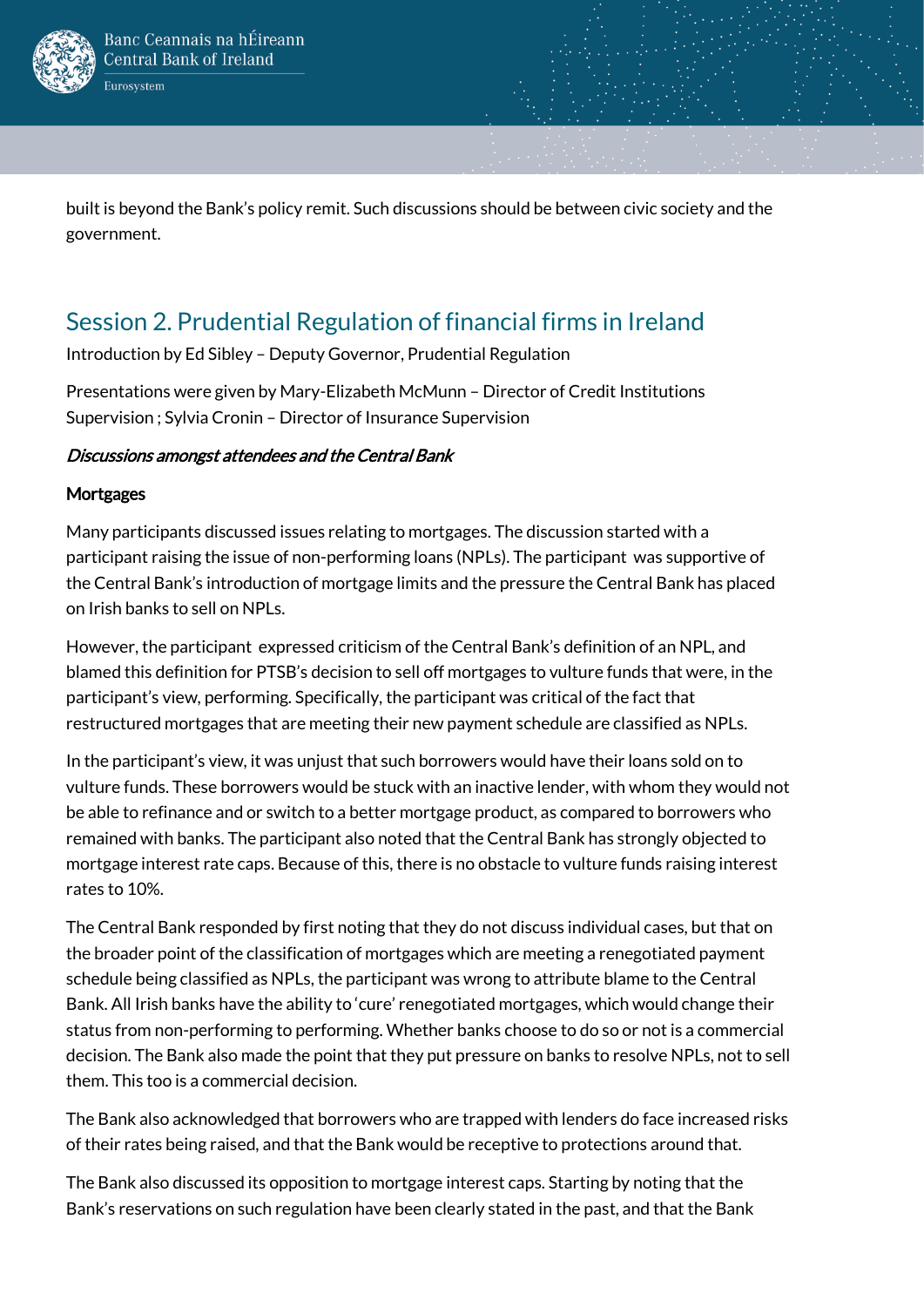built is beyond the Bank's policy remit. Such discussions should be between civic society and the government.

## Session 2. Prudential Regulation of financial firms in Ireland

Introduction by Ed Sibley – Deputy Governor, Prudential Regulation

Presentations were given by Mary-Elizabeth McMunn – Director of Credit Institutions Supervision ; Sylvia Cronin – Director of Insurance Supervision

***Discussions amongst attendees and the Central Bank***

**Mortgages**

Many participants discussed issues relating to mortgages. The discussion started with a participant raising the issue of non-performing loans (NPLs). The participant was supportive of the Central Bank's introduction of mortgage limits and the pressure the Central Bank has placed on Irish banks to sell on NPLs.

However, the participant expressed criticism of the Central Bank's definition of an NPL, and blamed this definition for PTSB's decision to sell off mortgages to vulture funds that were, in the participant's view, performing. Specifically, the participant was critical of the fact that restructured mortgages that are meeting their new payment schedule are classified as NPLs.

In the participant's view, it was unjust that such borrowers would have their loans sold on to vulture funds. These borrowers would be stuck with an inactive lender, with whom they would not be able to refinance and or switch to a better mortgage product, as compared to borrowers who remained with banks. The participant also noted that the Central Bank has strongly objected to mortgage interest rate caps. Because of this, there is no obstacle to vulture funds raising interest rates to 10%.

The Central Bank responded by first noting that they do not discuss individual cases, but that on the broader point of the classification of mortgages which are meeting a renegotiated payment schedule being classified as NPLs, the participant was wrong to attribute blame to the Central Bank. All Irish banks have the ability to 'cure' renegotiated mortgages, which would change their status from non-performing to performing. Whether banks choose to do so or not is a commercial decision. The Bank also made the point that they put pressure on banks to resolve NPLs, not to sell them. This too is a commercial decision.

The Bank also acknowledged that borrowers who are trapped with lenders do face increased risks of their rates being raised, and that the Bank would be receptive to protections around that.

The Bank also discussed its opposition to mortgage interest caps. Starting by noting that the Bank's reservations on such regulation have been clearly stated in the past, and that the Bank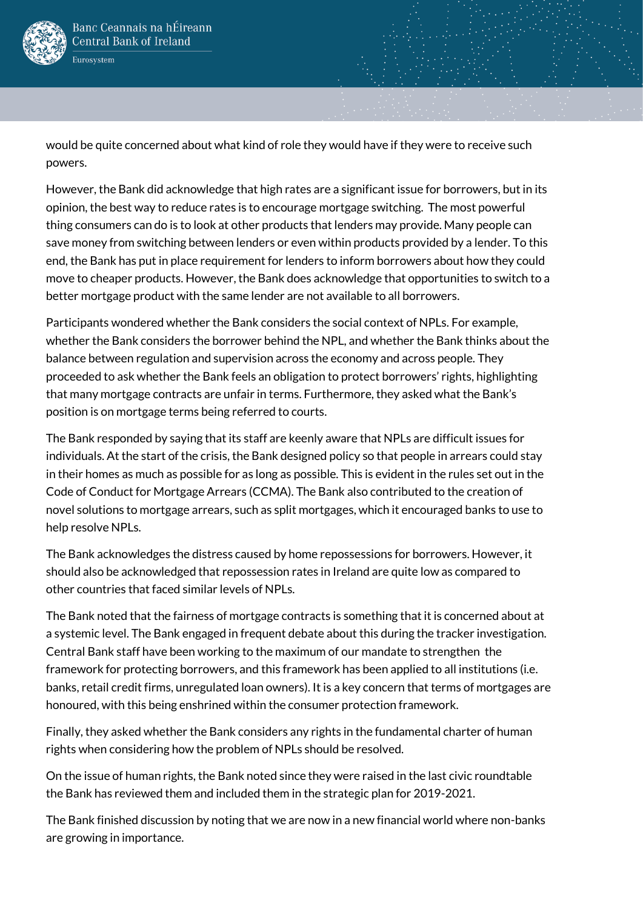would be quite concerned about what kind of role they would have if they were to receive such powers.

However, the Bank did acknowledge that high rates are a significant issue for borrowers, but in its opinion, the best way to reduce rates is to encourage mortgage switching. The most powerful thing consumers can do is to look at other products that lenders may provide. Many people can save money from switching between lenders or even within products provided by a lender. To this end, the Bank has put in place requirement for lenders to inform borrowers about how they could move to cheaper products. However, the Bank does acknowledge that opportunities to switch to a better mortgage product with the same lender are not available to all borrowers.

Participants wondered whether the Bank considers the social context of NPLs. For example, whether the Bank considers the borrower behind the NPL, and whether the Bank thinks about the balance between regulation and supervision across the economy and across people. They proceeded to ask whether the Bank feels an obligation to protect borrowers' rights, highlighting that many mortgage contracts are unfair in terms. Furthermore, they asked what the Bank's position is on mortgage terms being referred to courts.

The Bank responded by saying that its staff are keenly aware that NPLs are difficult issues for individuals. At the start of the crisis, the Bank designed policy so that people in arrears could stay in their homes as much as possible for as long as possible. This is evident in the rules set out in the Code of Conduct for Mortgage Arrears (CCMA). The Bank also contributed to the creation of novel solutions to mortgage arrears, such as split mortgages, which it encouraged banks to use to help resolve NPLs.

The Bank acknowledges the distress caused by home repossessions for borrowers. However, it should also be acknowledged that repossession rates in Ireland are quite low as compared to other countries that faced similar levels of NPLs.

The Bank noted that the fairness of mortgage contracts is something that it is concerned about at a systemic level. The Bank engaged in frequent debate about this during the tracker investigation. Central Bank staff have been working to the maximum of our mandate to strengthen the framework for protecting borrowers, and this framework has been applied to all institutions (i.e. banks, retail credit firms, unregulated loan owners). It is a key concern that terms of mortgages are honoured, with this being enshrined within the consumer protection framework.

Finally, they asked whether the Bank considers any rights in the fundamental charter of human rights when considering how the problem of NPLs should be resolved.

On the issue of human rights, the Bank noted since they were raised in the last civic roundtable the Bank has reviewed them and included them in the strategic plan for 2019-2021.

The Bank finished discussion by noting that we are now in a new financial world where non-banks are growing in importance.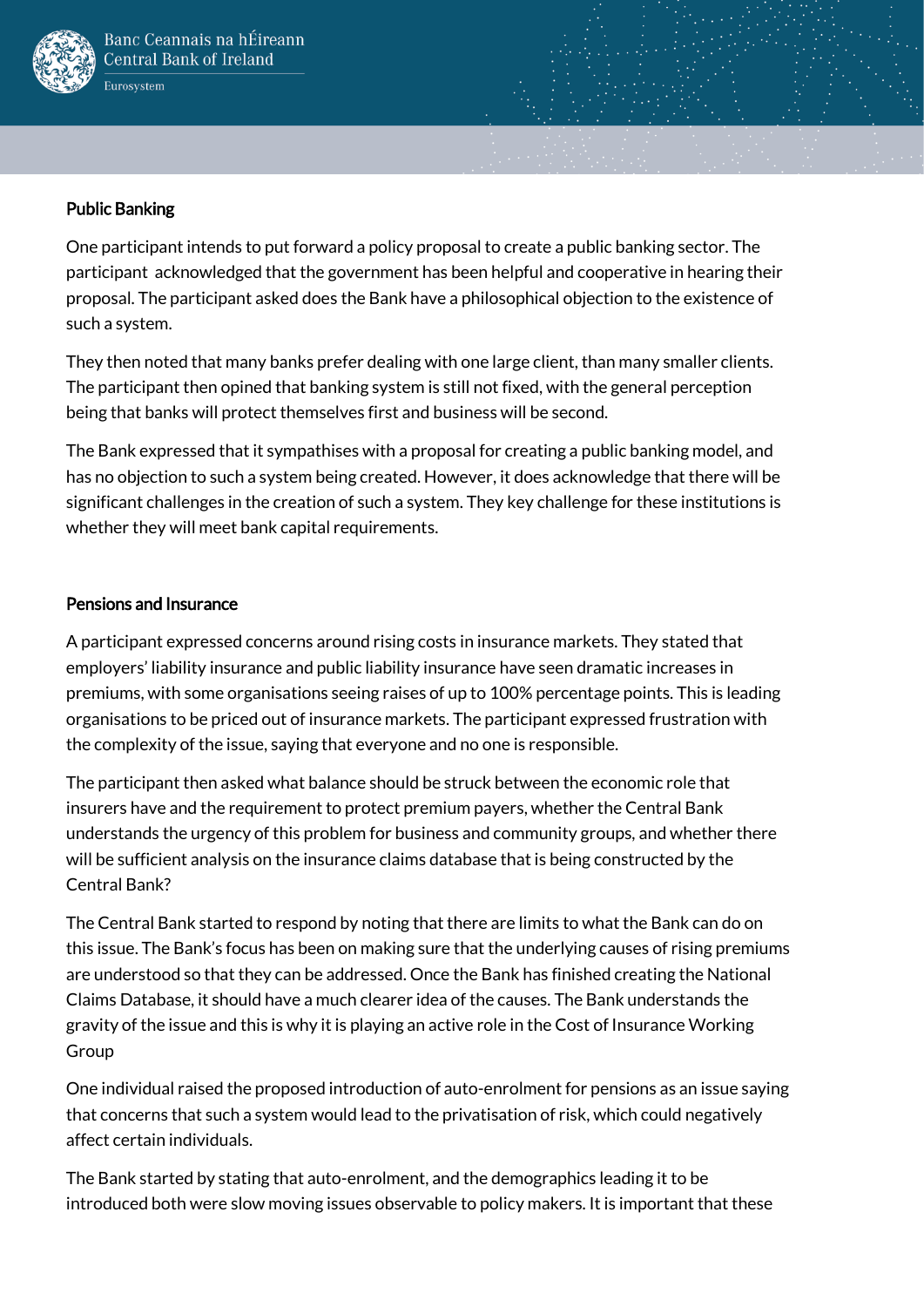## Public Banking

One participant intends to put forward a policy proposal to create a public banking sector. The participant acknowledged that the government has been helpful and cooperative in hearing their proposal. The participant asked does the Bank have a philosophical objection to the existence of such a system.

They then noted that many banks prefer dealing with one large client, than many smaller clients. The participant then opined that banking system is still not fixed, with the general perception being that banks will protect themselves first and business will be second.

The Bank expressed that it sympathises with a proposal for creating a public banking model, and has no objection to such a system being created. However, it does acknowledge that there will be significant challenges in the creation of such a system. They key challenge for these institutions is whether they will meet bank capital requirements.

## Pensions and Insurance

A participant expressed concerns around rising costs in insurance markets. They stated that employers' liability insurance and public liability insurance have seen dramatic increases in premiums, with some organisations seeing raises of up to 100% percentage points. This is leading organisations to be priced out of insurance markets. The participant expressed frustration with the complexity of the issue, saying that everyone and no one is responsible.

The participant then asked what balance should be struck between the economic role that insurers have and the requirement to protect premium payers, whether the Central Bank understands the urgency of this problem for business and community groups, and whether there will be sufficient analysis on the insurance claims database that is being constructed by the Central Bank?

The Central Bank started to respond by noting that there are limits to what the Bank can do on this issue. The Bank's focus has been on making sure that the underlying causes of rising premiums are understood so that they can be addressed. Once the Bank has finished creating the National Claims Database, it should have a much clearer idea of the causes. The Bank understands the gravity of the issue and this is why it is playing an active role in the Cost of Insurance Working Group

One individual raised the proposed introduction of auto-enrolment for pensions as an issue saying that concerns that such a system would lead to the privatisation of risk, which could negatively affect certain individuals.

The Bank started by stating that auto-enrolment, and the demographics leading it to be introduced both were slow moving issues observable to policy makers. It is important that these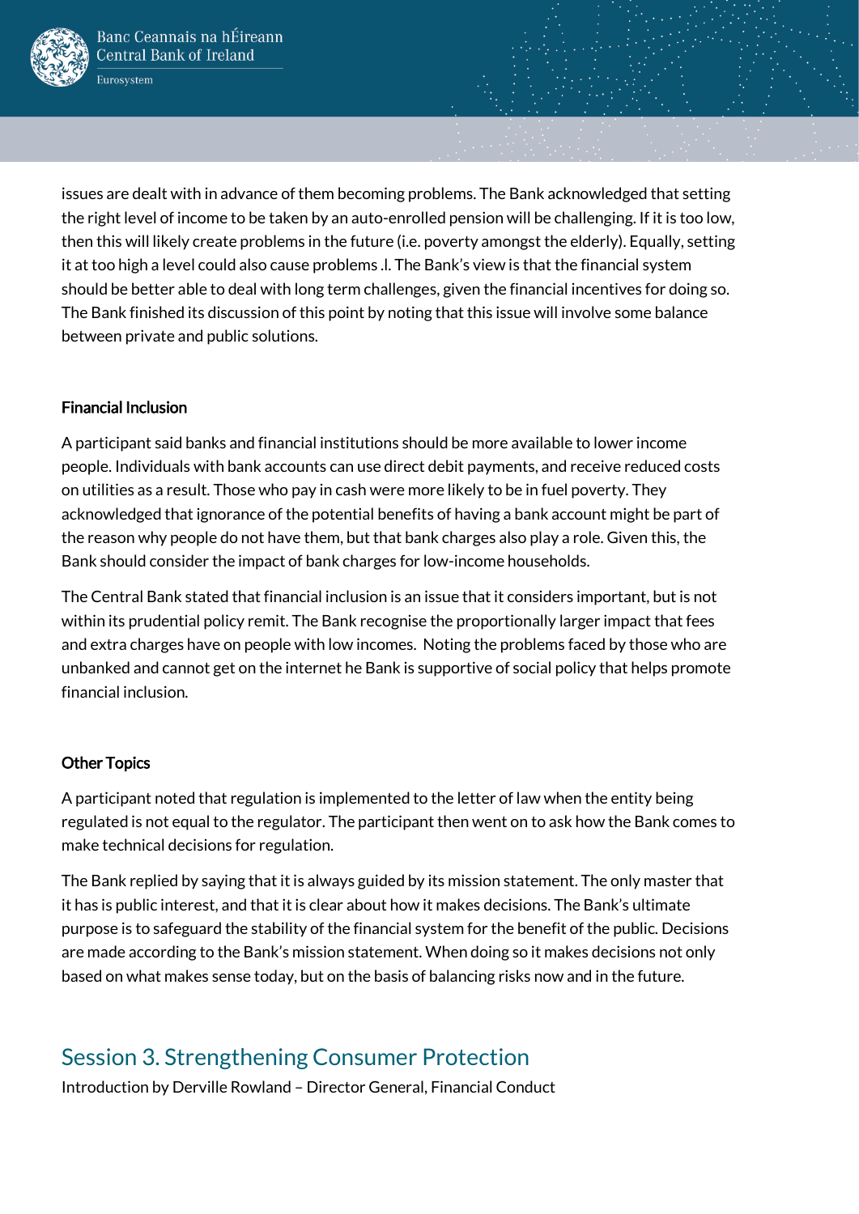issues are dealt with in advance of them becoming problems. The Bank acknowledged that setting the right level of income to be taken by an auto-enrolled pension will be challenging. If it is too low, then this will likely create problems in the future (i.e. poverty amongst the elderly). Equally, setting it at too high a level could also cause problems .l. The Bank's view is that the financial system should be better able to deal with long term challenges, given the financial incentives for doing so. The Bank finished its discussion of this point by noting that this issue will involve some balance between private and public solutions.

**Financial Inclusion**

A participant said banks and financial institutions should be more available to lower income people. Individuals with bank accounts can use direct debit payments, and receive reduced costs on utilities as a result. Those who pay in cash were more likely to be in fuel poverty. They acknowledged that ignorance of the potential benefits of having a bank account might be part of the reason why people do not have them, but that bank charges also play a role. Given this, the Bank should consider the impact of bank charges for low-income households.

The Central Bank stated that financial inclusion is an issue that it considers important, but is not within its prudential policy remit. The Bank recognise the proportionally larger impact that fees and extra charges have on people with low incomes.  Noting the problems faced by those who are unbanked and cannot get on the internet he Bank is supportive of social policy that helps promote financial inclusion.

**Other Topics**

A participant noted that regulation is implemented to the letter of law when the entity being regulated is not equal to the regulator. The participant then went on to ask how the Bank comes to make technical decisions for regulation.

The Bank replied by saying that it is always guided by its mission statement. The only master that it has is public interest, and that it is clear about how it makes decisions. The Bank's ultimate purpose is to safeguard the stability of the financial system for the benefit of the public. Decisions are made according to the Bank's mission statement. When doing so it makes decisions not only based on what makes sense today, but on the basis of balancing risks now and in the future.

## Session 3. Strengthening Consumer Protection

Introduction by Derville Rowland – Director General, Financial Conduct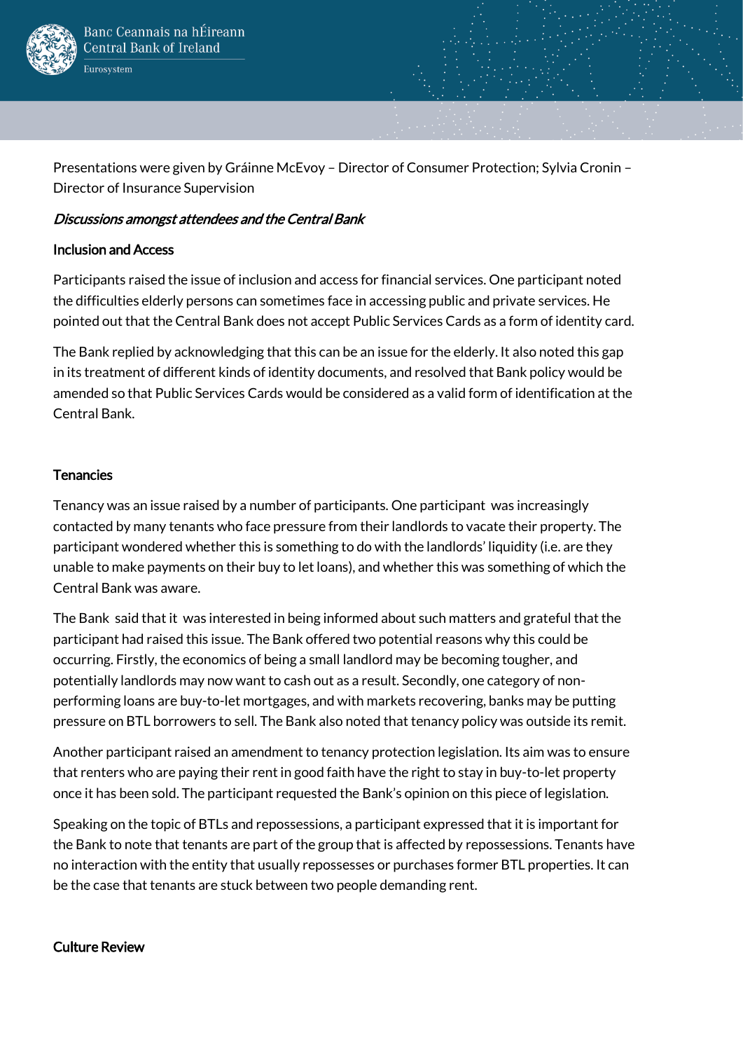Presentations were given by Gráinne McEvoy – Director of Consumer Protection; Sylvia Cronin – Director of Insurance Supervision

*Discussions amongst attendees and the Central Bank*

**Inclusion and Access**

Participants raised the issue of inclusion and access for financial services. One participant noted the difficulties elderly persons can sometimes face in accessing public and private services. He pointed out that the Central Bank does not accept Public Services Cards as a form of identity card.

The Bank replied by acknowledging that this can be an issue for the elderly. It also noted this gap in its treatment of different kinds of identity documents, and resolved that Bank policy would be amended so that Public Services Cards would be considered as a valid form of identification at the Central Bank.

**Tenancies**

Tenancy was an issue raised by a number of participants. One participant was increasingly contacted by many tenants who face pressure from their landlords to vacate their property. The participant wondered whether this is something to do with the landlords' liquidity (i.e. are they unable to make payments on their buy to let loans), and whether this was something of which the Central Bank was aware.

The Bank said that it was interested in being informed about such matters and grateful that the participant had raised this issue. The Bank offered two potential reasons why this could be occurring. Firstly, the economics of being a small landlord may be becoming tougher, and potentially landlords may now want to cash out as a result. Secondly, one category of non-performing loans are buy-to-let mortgages, and with markets recovering, banks may be putting pressure on BTL borrowers to sell. The Bank also noted that tenancy policy was outside its remit.

Another participant raised an amendment to tenancy protection legislation. Its aim was to ensure that renters who are paying their rent in good faith have the right to stay in buy-to-let property once it has been sold. The participant requested the Bank's opinion on this piece of legislation.

Speaking on the topic of BTLs and repossessions, a participant expressed that it is important for the Bank to note that tenants are part of the group that is affected by repossessions. Tenants have no interaction with the entity that usually repossesses or purchases former BTL properties. It can be the case that tenants are stuck between two people demanding rent.

**Culture Review**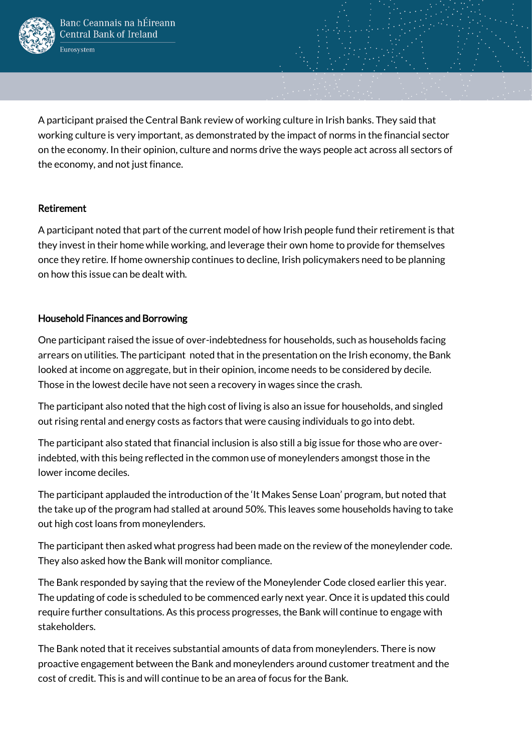A participant praised the Central Bank review of working culture in Irish banks. They said that working culture is very important, as demonstrated by the impact of norms in the financial sector on the economy. In their opinion, culture and norms drive the ways people act across all sectors of the economy, and not just finance.

### Retirement

A participant noted that part of the current model of how Irish people fund their retirement is that they invest in their home while working, and leverage their own home to provide for themselves once they retire. If home ownership continues to decline, Irish policymakers need to be planning on how this issue can be dealt with.

### Household Finances and Borrowing

One participant raised the issue of over-indebtedness for households, such as households facing arrears on utilities. The participant noted that in the presentation on the Irish economy, the Bank looked at income on aggregate, but in their opinion, income needs to be considered by decile. Those in the lowest decile have not seen a recovery in wages since the crash.

The participant also noted that the high cost of living is also an issue for households, and singled out rising rental and energy costs as factors that were causing individuals to go into debt.

The participant also stated that financial inclusion is also still a big issue for those who are over-indebted, with this being reflected in the common use of moneylenders amongst those in the lower income deciles.

The participant applauded the introduction of the 'It Makes Sense Loan' program, but noted that the take up of the program had stalled at around 50%. This leaves some households having to take out high cost loans from moneylenders.

The participant then asked what progress had been made on the review of the moneylender code. They also asked how the Bank will monitor compliance.

The Bank responded by saying that the review of the Moneylender Code closed earlier this year. The updating of code is scheduled to be commenced early next year. Once it is updated this could require further consultations. As this process progresses, the Bank will continue to engage with stakeholders.

The Bank noted that it receives substantial amounts of data from moneylenders. There is now proactive engagement between the Bank and moneylenders around customer treatment and the cost of credit. This is and will continue to be an area of focus for the Bank.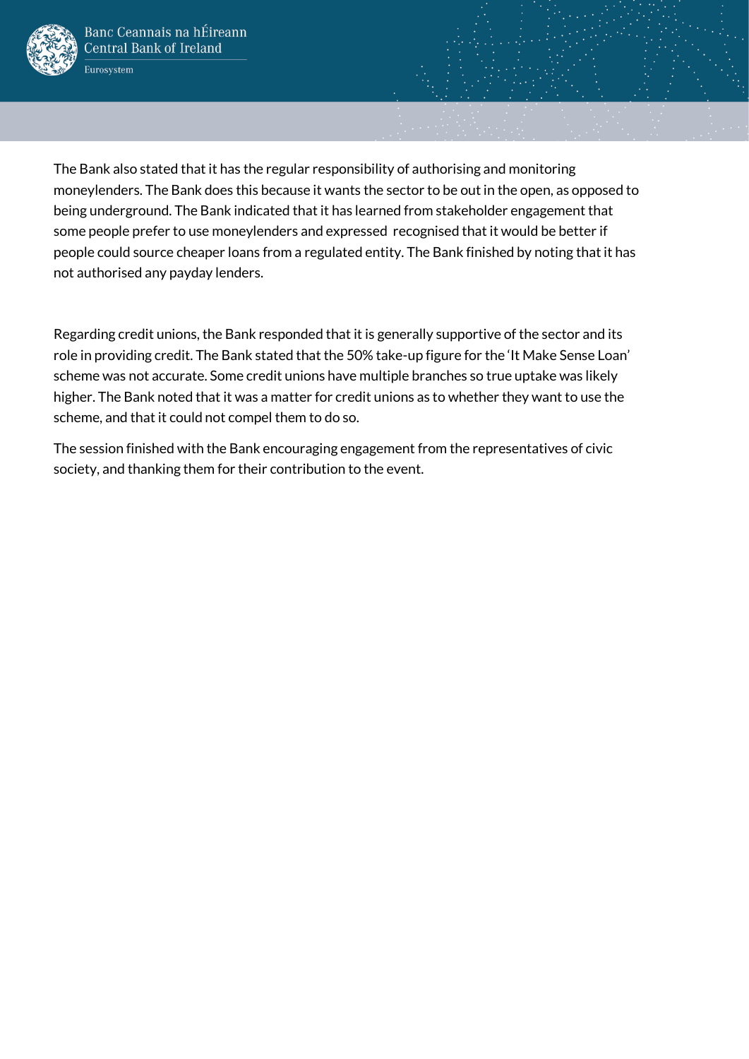The Bank also stated that it has the regular responsibility of authorising and monitoring moneylenders. The Bank does this because it wants the sector to be out in the open, as opposed to being underground. The Bank indicated that it has learned from stakeholder engagement that some people prefer to use moneylenders and expressed recognised that it would be better if people could source cheaper loans from a regulated entity. The Bank finished by noting that it has not authorised any payday lenders.

Regarding credit unions, the Bank responded that it is generally supportive of the sector and its role in providing credit. The Bank stated that the 50% take-up figure for the 'It Make Sense Loan' scheme was not accurate. Some credit unions have multiple branches so true uptake was likely higher. The Bank noted that it was a matter for credit unions as to whether they want to use the scheme, and that it could not compel them to do so.

The session finished with the Bank encouraging engagement from the representatives of civic society, and thanking them for their contribution to the event.